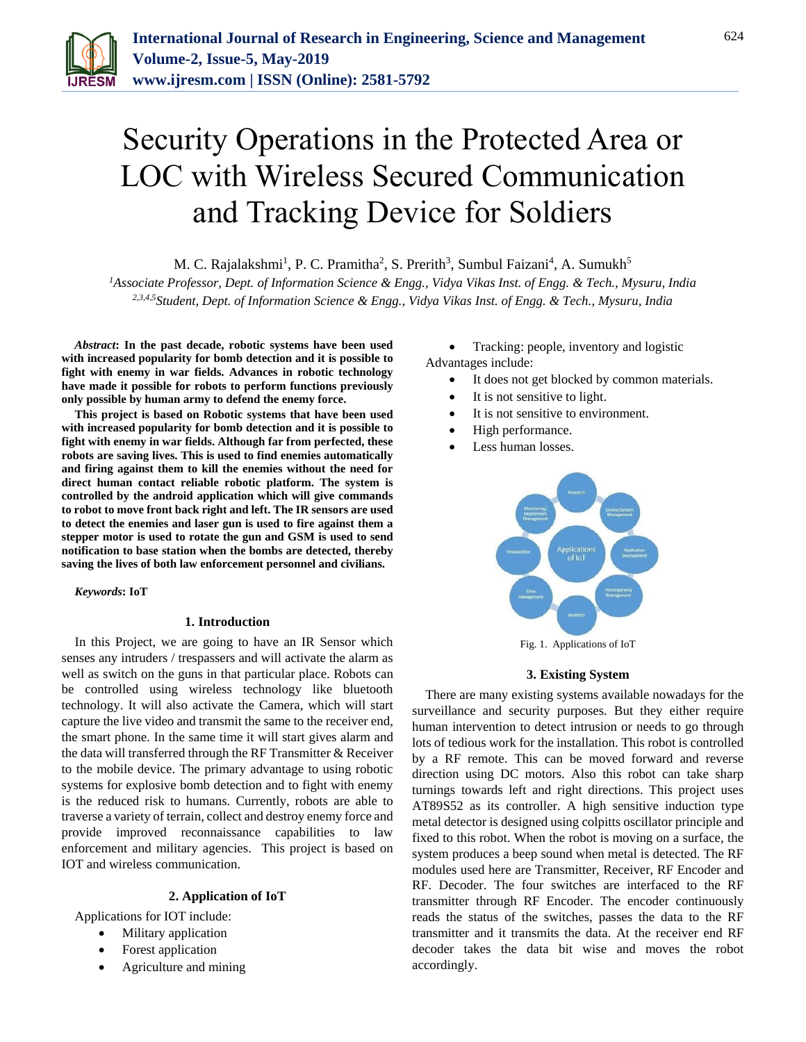# Security Operations in the Protected Area or LOC with Wireless Secured Communication and Tracking Device for Soldiers

M. C. Rajalakshmi[1], P. C. Pramitha[2], S. Prerith[3], Sumbul Faizani[4], A. Sumukh[5]

[1]*Associate Professor, Dept. of Information Science & Engg., Vidya Vikas Inst. of Engg. & Tech., Mysuru, India*
[2,3,4,5]*Student, Dept. of Information Science & Engg., Vidya Vikas Inst. of Engg. & Tech., Mysuru, India*

***Abstract*: In the past decade, robotic systems have been used with increased popularity for bomb detection and it is possible to fight with enemy in war fields. Advances in robotic technology have made it possible for robots to perform functions previously only possible by human army to defend the enemy force.**

**This project is based on Robotic systems that have been used with increased popularity for bomb detection and it is possible to fight with enemy in war fields. Although far from perfected, these robots are saving lives. This is used to find enemies automatically and firing against them to kill the enemies without the need for direct human contact reliable robotic platform. The system is controlled by the android application which will give commands to robot to move front back right and left. The IR sensors are used to detect the enemies and laser gun is used to fire against them a stepper motor is used to rotate the gun and GSM is used to send notification to base station when the bombs are detected, thereby saving the lives of both law enforcement personnel and civilians.**

***Keywords*: IoT**

## 1. Introduction

In this Project, we are going to have an IR Sensor which senses any intruders / trespassers and will activate the alarm as well as switch on the guns in that particular place. Robots can be controlled using wireless technology like bluetooth technology. It will also activate the Camera, which will start capture the live video and transmit the same to the receiver end, the smart phone. In the same time it will start gives alarm and the data will transferred through the RF Transmitter & Receiver to the mobile device. The primary advantage to using robotic systems for explosive bomb detection and to fight with enemy is the reduced risk to humans. Currently, robots are able to traverse a variety of terrain, collect and destroy enemy force and provide improved reconnaissance capabilities to law enforcement and military agencies. This project is based on IOT and wireless communication.

## 2. Application of IoT

Applications for IOT include:

- Military application
- Forest application
- Agriculture and mining
- Tracking: people, inventory and logistic

Advantages include:

- It does not get blocked by common materials.
- It is not sensitive to light.
- It is not sensitive to environment.
- High performance.
- Less human losses.

Research
Device/System Management
Application Development
Heterogeneity Management
Analytics
Data Management
Visualization
Monitoring/ Deployment Management
Applications of IoT

Fig. 1. Applications of IoT

## 3. Existing System

There are many existing systems available nowadays for the surveillance and security purposes. But they either require human intervention to detect intrusion or needs to go through lots of tedious work for the installation. This robot is controlled by a RF remote. This can be moved forward and reverse direction using DC motors. Also this robot can take sharp turnings towards left and right directions. This project uses AT89S52 as its controller. A high sensitive induction type metal detector is designed using colpitts oscillator principle and fixed to this robot. When the robot is moving on a surface, the system produces a beep sound when metal is detected. The RF modules used here are Transmitter, Receiver, RF Encoder and RF. Decoder. The four switches are interfaced to the RF transmitter through RF Encoder. The encoder continuously reads the status of the switches, passes the data to the RF transmitter and it transmits the data. At the receiver end RF decoder takes the data bit wise and moves the robot accordingly.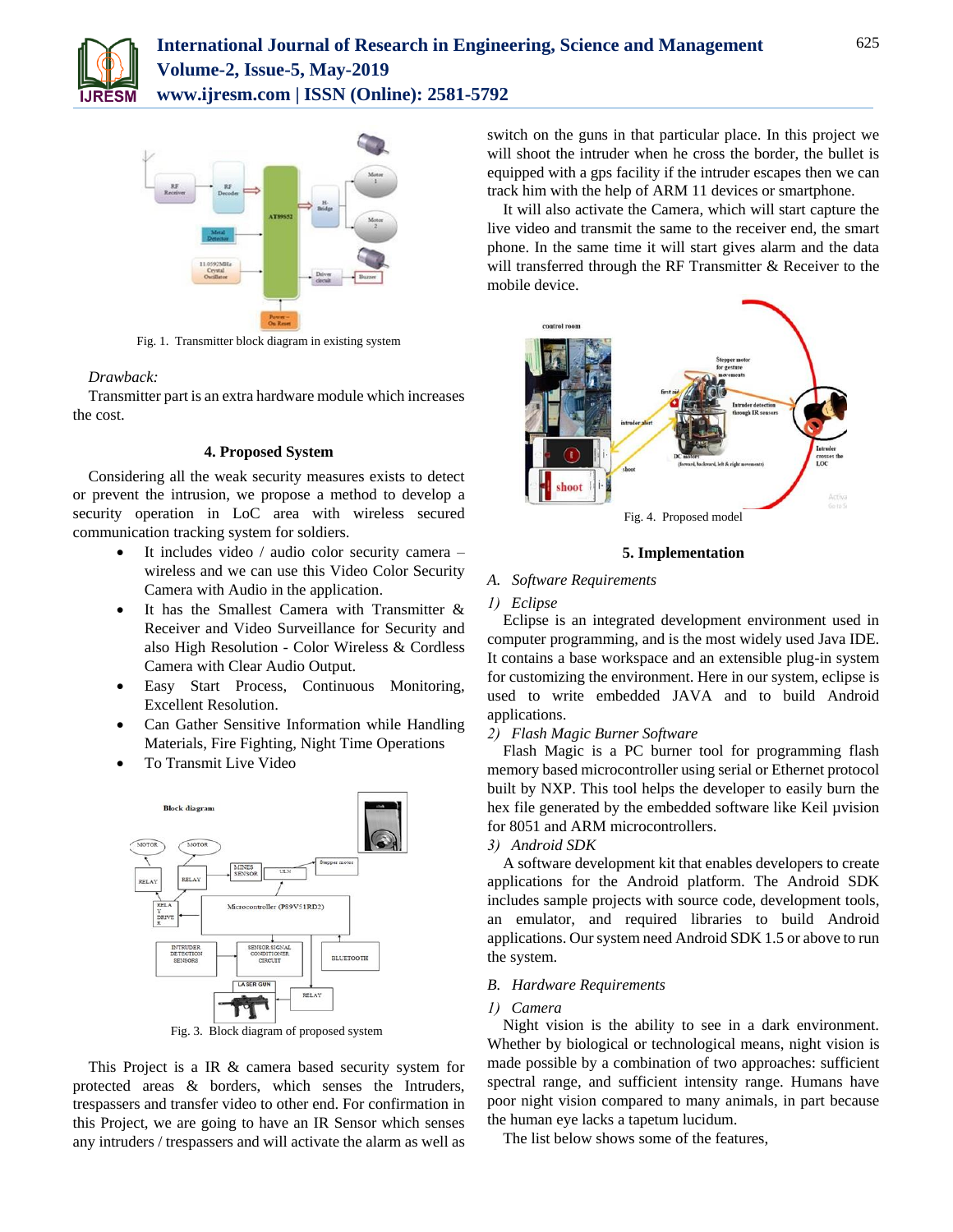Fig. 1. Transmitter block diagram in existing system

*Drawback:*

Transmitter part is an extra hardware module which increases the cost.

## 4. Proposed System

Considering all the weak security measures exists to detect or prevent the intrusion, we propose a method to develop a security operation in LoC area with wireless secured communication tracking system for soldiers.

- It includes video / audio color security camera – wireless and we can use this Video Color Security Camera with Audio in the application.
- It has the Smallest Camera with Transmitter & Receiver and Video Surveillance for Security and also High Resolution - Color Wireless & Cordless Camera with Clear Audio Output.
- Easy Start Process, Continuous Monitoring, Excellent Resolution.
- Can Gather Sensitive Information while Handling Materials, Fire Fighting, Night Time Operations
- To Transmit Live Video

Fig. 3. Block diagram of proposed system

This Project is a IR & camera based security system for protected areas & borders, which senses the Intruders, trespassers and transfer video to other end. For confirmation in this Project, we are going to have an IR Sensor which senses any intruders / trespassers and will activate the alarm as well as switch on the guns in that particular place. In this project we will shoot the intruder when he cross the border, the bullet is equipped with a gps facility if the intruder escapes then we can track him with the help of ARM 11 devices or smartphone.

It will also activate the Camera, which will start capture the live video and transmit the same to the receiver end, the smart phone. In the same time it will start gives alarm and the data will transferred through the RF Transmitter & Receiver to the mobile device.

Fig. 4. Proposed model

## 5. Implementation

### *A. Software Requirements*

#### *1) Eclipse*

Eclipse is an integrated development environment used in computer programming, and is the most widely used Java IDE. It contains a base workspace and an extensible plug-in system for customizing the environment. Here in our system, eclipse is used to write embedded JAVA and to build Android applications.

#### *2) Flash Magic Burner Software*

Flash Magic is a PC burner tool for programming flash memory based microcontroller using serial or Ethernet protocol built by NXP. This tool helps the developer to easily burn the hex file generated by the embedded software like Keil µvision for 8051 and ARM microcontrollers.

#### *3) Android SDK*

A software development kit that enables developers to create applications for the Android platform. The Android SDK includes sample projects with source code, development tools, an emulator, and required libraries to build Android applications. Our system need Android SDK 1.5 or above to run the system.

### *B. Hardware Requirements*

#### *1) Camera*

Night vision is the ability to see in a dark environment. Whether by biological or technological means, night vision is made possible by a combination of two approaches: sufficient spectral range, and sufficient intensity range. Humans have poor night vision compared to many animals, in part because the human eye lacks a tapetum lucidum.

The list below shows some of the features,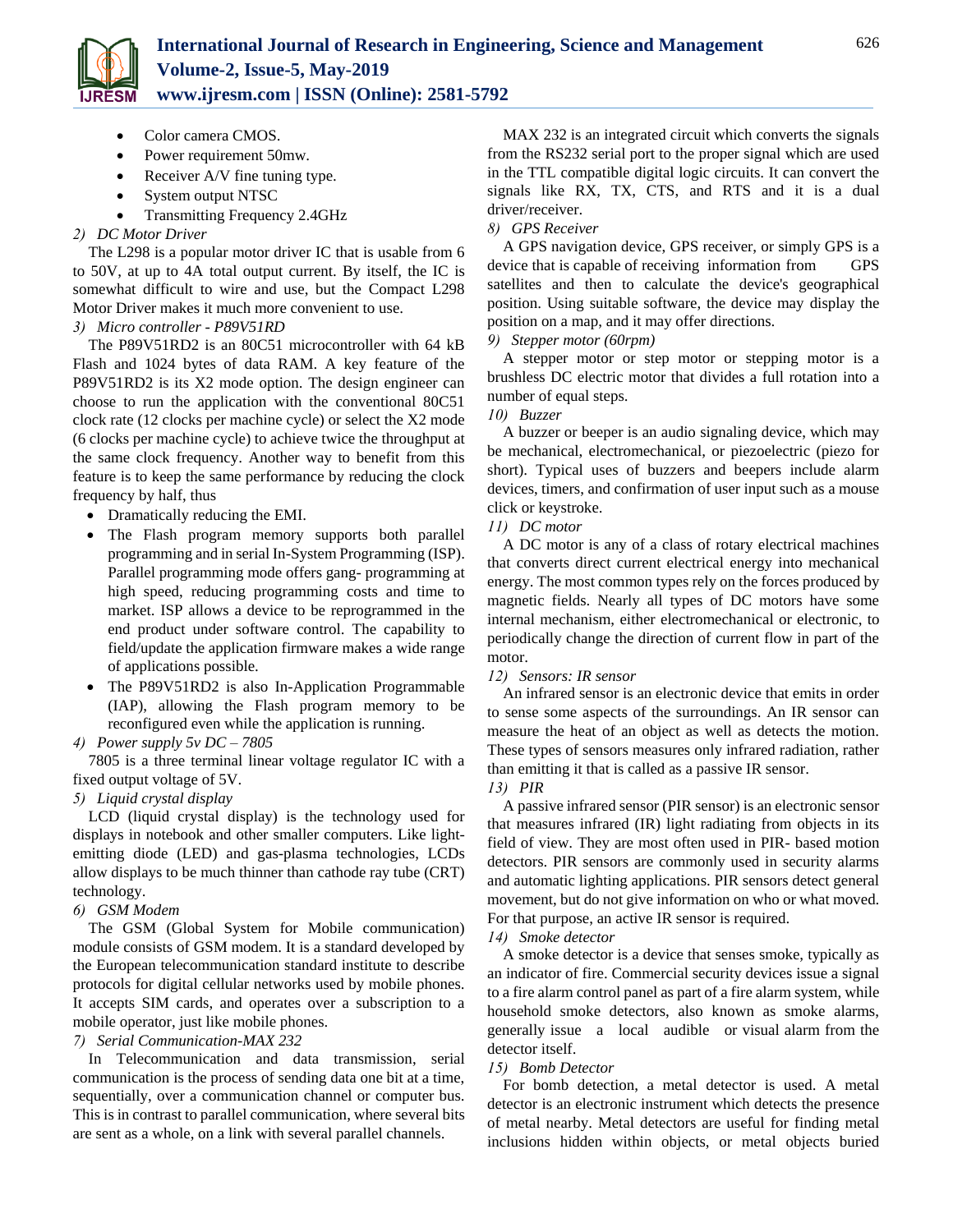- Color camera CMOS.
- Power requirement 50mw.
- Receiver A/V fine tuning type.
- System output NTSC
- Transmitting Frequency 2.4GHz

*2) DC Motor Driver*

The L298 is a popular motor driver IC that is usable from 6 to 50V, at up to 4A total output current. By itself, the IC is somewhat difficult to wire and use, but the Compact L298 Motor Driver makes it much more convenient to use.

*3) Micro controller - P89V51RD*

The P89V51RD2 is an 80C51 microcontroller with 64 kB Flash and 1024 bytes of data RAM. A key feature of the P89V51RD2 is its X2 mode option. The design engineer can choose to run the application with the conventional 80C51 clock rate (12 clocks per machine cycle) or select the X2 mode (6 clocks per machine cycle) to achieve twice the throughput at the same clock frequency. Another way to benefit from this feature is to keep the same performance by reducing the clock frequency by half, thus

- Dramatically reducing the EMI.
- The Flash program memory supports both parallel programming and in serial In-System Programming (ISP). Parallel programming mode offers gang- programming at high speed, reducing programming costs and time to market. ISP allows a device to be reprogrammed in the end product under software control. The capability to field/update the application firmware makes a wide range of applications possible.
- The P89V51RD2 is also In-Application Programmable (IAP), allowing the Flash program memory to be reconfigured even while the application is running.

*4) Power supply 5v DC – 7805*

7805 is a three terminal linear voltage regulator IC with a fixed output voltage of 5V.

*5) Liquid crystal display*

LCD (liquid crystal display) is the technology used for displays in notebook and other smaller computers. Like light-emitting diode (LED) and gas-plasma technologies, LCDs allow displays to be much thinner than cathode ray tube (CRT) technology.

*6) GSM Modem*

The GSM (Global System for Mobile communication) module consists of GSM modem. It is a standard developed by the European telecommunication standard institute to describe protocols for digital cellular networks used by mobile phones. It accepts SIM cards, and operates over a subscription to a mobile operator, just like mobile phones.

*7) Serial Communication-MAX 232*

In Telecommunication and data transmission, serial communication is the process of sending data one bit at a time, sequentially, over a communication channel or computer bus. This is in contrast to parallel communication, where several bits are sent as a whole, on a link with several parallel channels.

MAX 232 is an integrated circuit which converts the signals from the RS232 serial port to the proper signal which are used in the TTL compatible digital logic circuits. It can convert the signals like RX, TX, CTS, and RTS and it is a dual driver/receiver.

*8) GPS Receiver*

A GPS navigation device, GPS receiver, or simply GPS is a device that is capable of receiving information from GPS satellites and then to calculate the device's geographical position. Using suitable software, the device may display the position on a map, and it may offer directions.

*9) Stepper motor (60rpm)*

A stepper motor or step motor or stepping motor is a brushless DC electric motor that divides a full rotation into a number of equal steps.

*10) Buzzer*

A buzzer or beeper is an audio signaling device, which may be mechanical, electromechanical, or piezoelectric (piezo for short). Typical uses of buzzers and beepers include alarm devices, timers, and confirmation of user input such as a mouse click or keystroke.

*11) DC motor*

A DC motor is any of a class of rotary electrical machines that converts direct current electrical energy into mechanical energy. The most common types rely on the forces produced by magnetic fields. Nearly all types of DC motors have some internal mechanism, either electromechanical or electronic, to periodically change the direction of current flow in part of the motor.

*12) Sensors: IR sensor*

An infrared sensor is an electronic device that emits in order to sense some aspects of the surroundings. An IR sensor can measure the heat of an object as well as detects the motion. These types of sensors measures only infrared radiation, rather than emitting it that is called as a passive IR sensor.

*13) PIR*

A passive infrared sensor (PIR sensor) is an electronic sensor that measures infrared (IR) light radiating from objects in its field of view. They are most often used in PIR- based motion detectors. PIR sensors are commonly used in security alarms and automatic lighting applications. PIR sensors detect general movement, but do not give information on who or what moved. For that purpose, an active IR sensor is required.

*14) Smoke detector*

A smoke detector is a device that senses smoke, typically as an indicator of fire. Commercial security devices issue a signal to a fire alarm control panel as part of a fire alarm system, while household smoke detectors, also known as smoke alarms, generally issue a local audible or visual alarm from the detector itself.

*15) Bomb Detector*

For bomb detection, a metal detector is used. A metal detector is an electronic instrument which detects the presence of metal nearby. Metal detectors are useful for finding metal inclusions hidden within objects, or metal objects buried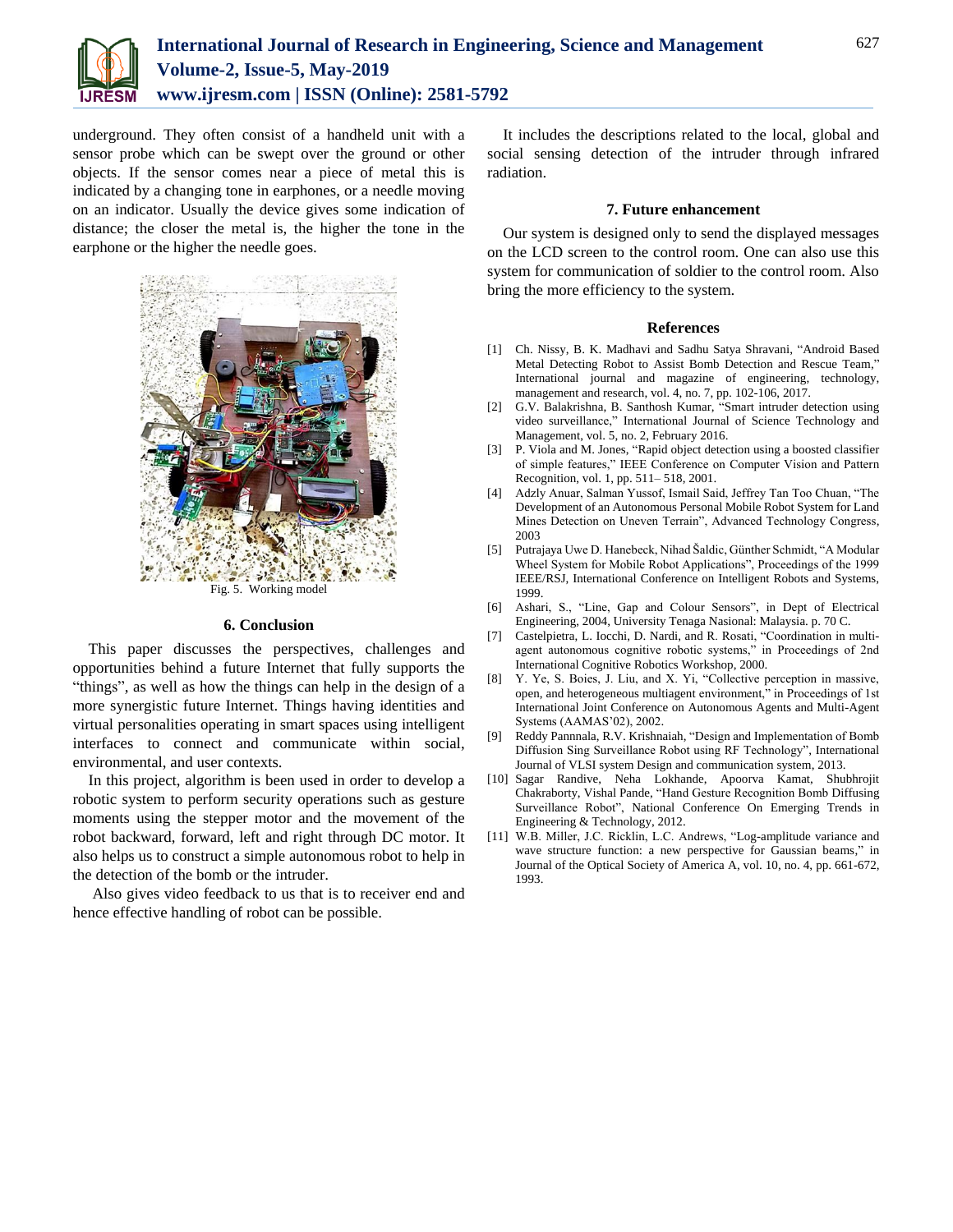underground. They often consist of a handheld unit with a sensor probe which can be swept over the ground or other objects. If the sensor comes near a piece of metal this is indicated by a changing tone in earphones, or a needle moving on an indicator. Usually the device gives some indication of distance; the closer the metal is, the higher the tone in the earphone or the higher the needle goes.

Fig. 5. Working model

## 6. Conclusion

This paper discusses the perspectives, challenges and opportunities behind a future Internet that fully supports the "things", as well as how the things can help in the design of a more synergistic future Internet. Things having identities and virtual personalities operating in smart spaces using intelligent interfaces to connect and communicate within social, environmental, and user contexts.

In this project, algorithm is been used in order to develop a robotic system to perform security operations such as gesture moments using the stepper motor and the movement of the robot backward, forward, left and right through DC motor. It also helps us to construct a simple autonomous robot to help in the detection of the bomb or the intruder.

Also gives video feedback to us that is to receiver end and hence effective handling of robot can be possible.

It includes the descriptions related to the local, global and social sensing detection of the intruder through infrared radiation.

## 7. Future enhancement

Our system is designed only to send the displayed messages on the LCD screen to the control room. One can also use this system for communication of soldier to the control room. Also bring the more efficiency to the system.

## References

[1] Ch. Nissy, B. K. Madhavi and Sadhu Satya Shravani, "Android Based Metal Detecting Robot to Assist Bomb Detection and Rescue Team," International journal and magazine of engineering, technology, management and research, vol. 4, no. 7, pp. 102-106, 2017.

[2] G.V. Balakrishna, B. Santhosh Kumar, "Smart intruder detection using video surveillance," International Journal of Science Technology and Management, vol. 5, no. 2, February 2016.

[3] P. Viola and M. Jones, "Rapid object detection using a boosted classifier of simple features," IEEE Conference on Computer Vision and Pattern Recognition, vol. 1, pp. 511– 518, 2001.

[4] Adzly Anuar, Salman Yussof, Ismail Said, Jeffrey Tan Too Chuan, "The Development of an Autonomous Personal Mobile Robot System for Land Mines Detection on Uneven Terrain", Advanced Technology Congress, 2003

[5] Putrajaya Uwe D. Hanebeck, Nihad Šaldic, Günther Schmidt, "A Modular Wheel System for Mobile Robot Applications", Proceedings of the 1999 IEEE/RSJ, International Conference on Intelligent Robots and Systems, 1999.

[6] Ashari, S., "Line, Gap and Colour Sensors", in Dept of Electrical Engineering, 2004, University Tenaga Nasional: Malaysia. p. 70 C.

[7] Castelpietra, L. Iocchi, D. Nardi, and R. Rosati, "Coordination in multi-agent autonomous cognitive robotic systems," in Proceedings of 2nd International Cognitive Robotics Workshop, 2000.

[8] Y. Ye, S. Boies, J. Liu, and X. Yi, "Collective perception in massive, open, and heterogeneous multiagent environment," in Proceedings of 1st International Joint Conference on Autonomous Agents and Multi-Agent Systems (AAMAS'02), 2002.

[9] Reddy Pannnala, R.V. Krishnaiah, "Design and Implementation of Bomb Diffusion Sing Surveillance Robot using RF Technology", International Journal of VLSI system Design and communication system, 2013.

[10] Sagar Randive, Neha Lokhande, Apoorva Kamat, Shubhrojit Chakraborty, Vishal Pande, "Hand Gesture Recognition Bomb Diffusing Surveillance Robot", National Conference On Emerging Trends in Engineering & Technology, 2012.

[11] W.B. Miller, J.C. Ricklin, L.C. Andrews, "Log-amplitude variance and wave structure function: a new perspective for Gaussian beams," in Journal of the Optical Society of America A, vol. 10, no. 4, pp. 661-672, 1993.